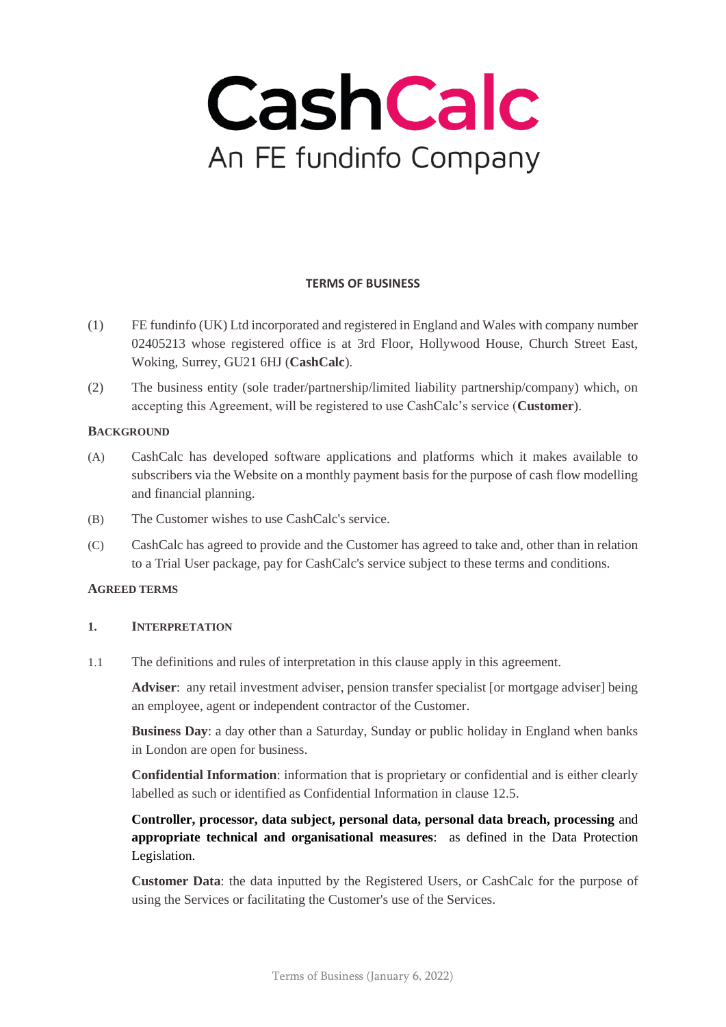# CashCalc

An FE fundinfo Company

## TERMS OF BUSINESS

(1) FE fundinfo (UK) Ltd incorporated and registered in England and Wales with company number 02405213 whose registered office is at 3rd Floor, Hollywood House, Church Street East, Woking, Surrey, GU21 6HJ (**CashCalc**).

(2) The business entity (sole trader/partnership/limited liability partnership/company) which, on accepting this Agreement, will be registered to use CashCalc's service (**Customer**).

### BACKGROUND

(A) CashCalc has developed software applications and platforms which it makes available to subscribers via the Website on a monthly payment basis for the purpose of cash flow modelling and financial planning.

(B) The Customer wishes to use CashCalc's service.

(C) CashCalc has agreed to provide and the Customer has agreed to take and, other than in relation to a Trial User package, pay for CashCalc's service subject to these terms and conditions.

### AGREED TERMS

### 1. INTERPRETATION

1.1 The definitions and rules of interpretation in this clause apply in this agreement.

**Adviser**: any retail investment adviser, pension transfer specialist [or mortgage adviser] being an employee, agent or independent contractor of the Customer.

**Business Day**: a day other than a Saturday, Sunday or public holiday in England when banks in London are open for business.

**Confidential Information**: information that is proprietary or confidential and is either clearly labelled as such or identified as Confidential Information in clause 12.5.

**Controller, processor, data subject, personal data, personal data breach, processing** and **appropriate technical and organisational measures**: as defined in the Data Protection Legislation.

**Customer Data**: the data inputted by the Registered Users, or CashCalc for the purpose of using the Services or facilitating the Customer's use of the Services.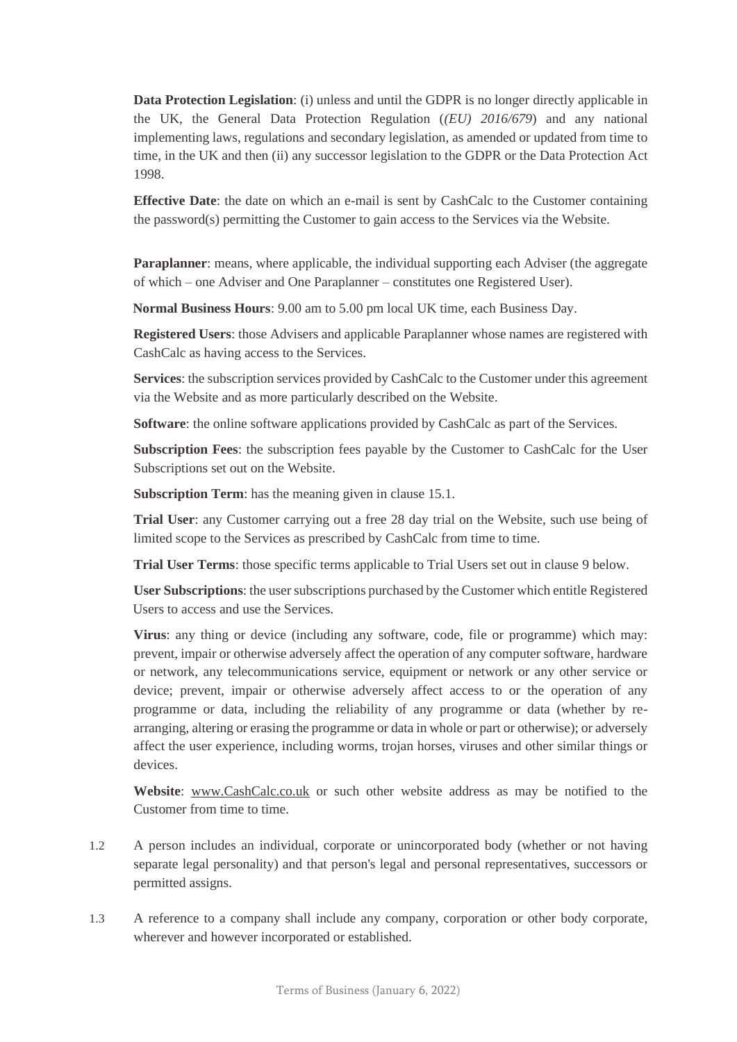**Data Protection Legislation**: (i) unless and until the GDPR is no longer directly applicable in the UK, the General Data Protection Regulation (*(EU) 2016/679*) and any national implementing laws, regulations and secondary legislation, as amended or updated from time to time, in the UK and then (ii) any successor legislation to the GDPR or the Data Protection Act 1998.

**Effective Date**: the date on which an e-mail is sent by CashCalc to the Customer containing the password(s) permitting the Customer to gain access to the Services via the Website.

**Paraplanner**: means, where applicable, the individual supporting each Adviser (the aggregate of which – one Adviser and One Paraplanner – constitutes one Registered User).

**Normal Business Hours**: 9.00 am to 5.00 pm local UK time, each Business Day.

**Registered Users**: those Advisers and applicable Paraplanner whose names are registered with CashCalc as having access to the Services.

**Services**: the subscription services provided by CashCalc to the Customer under this agreement via the Website and as more particularly described on the Website.

**Software**: the online software applications provided by CashCalc as part of the Services.

**Subscription Fees**: the subscription fees payable by the Customer to CashCalc for the User Subscriptions set out on the Website.

**Subscription Term**: has the meaning given in clause 15.1.

**Trial User**: any Customer carrying out a free 28 day trial on the Website, such use being of limited scope to the Services as prescribed by CashCalc from time to time.

**Trial User Terms**: those specific terms applicable to Trial Users set out in clause 9 below.

**User Subscriptions**: the user subscriptions purchased by the Customer which entitle Registered Users to access and use the Services.

**Virus**: any thing or device (including any software, code, file or programme) which may: prevent, impair or otherwise adversely affect the operation of any computer software, hardware or network, any telecommunications service, equipment or network or any other service or device; prevent, impair or otherwise adversely affect access to or the operation of any programme or data, including the reliability of any programme or data (whether by re-arranging, altering or erasing the programme or data in whole or part or otherwise); or adversely affect the user experience, including worms, trojan horses, viruses and other similar things or devices.

**Website**: www.CashCalc.co.uk or such other website address as may be notified to the Customer from time to time.

1.2 A person includes an individual, corporate or unincorporated body (whether or not having separate legal personality) and that person's legal and personal representatives, successors or permitted assigns.

1.3 A reference to a company shall include any company, corporation or other body corporate, wherever and however incorporated or established.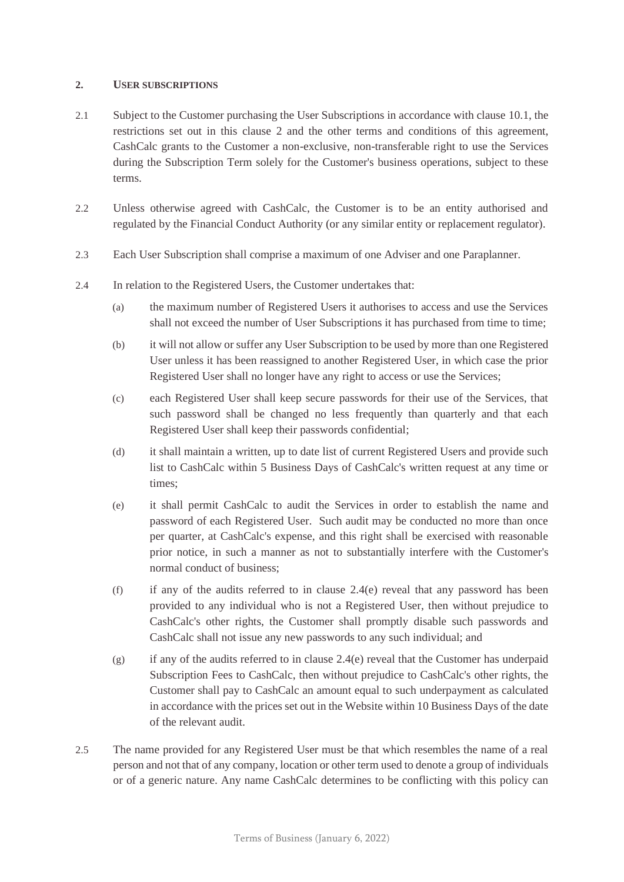## 2. USER SUBSCRIPTIONS

2.1 Subject to the Customer purchasing the User Subscriptions in accordance with clause 10.1, the restrictions set out in this clause 2 and the other terms and conditions of this agreement, CashCalc grants to the Customer a non-exclusive, non-transferable right to use the Services during the Subscription Term solely for the Customer's business operations, subject to these terms.

2.2 Unless otherwise agreed with CashCalc, the Customer is to be an entity authorised and regulated by the Financial Conduct Authority (or any similar entity or replacement regulator).

2.3 Each User Subscription shall comprise a maximum of one Adviser and one Paraplanner.

2.4 In relation to the Registered Users, the Customer undertakes that:

(a) the maximum number of Registered Users it authorises to access and use the Services shall not exceed the number of User Subscriptions it has purchased from time to time;

(b) it will not allow or suffer any User Subscription to be used by more than one Registered User unless it has been reassigned to another Registered User, in which case the prior Registered User shall no longer have any right to access or use the Services;

(c) each Registered User shall keep secure passwords for their use of the Services, that such password shall be changed no less frequently than quarterly and that each Registered User shall keep their passwords confidential;

(d) it shall maintain a written, up to date list of current Registered Users and provide such list to CashCalc within 5 Business Days of CashCalc's written request at any time or times;

(e) it shall permit CashCalc to audit the Services in order to establish the name and password of each Registered User. Such audit may be conducted no more than once per quarter, at CashCalc's expense, and this right shall be exercised with reasonable prior notice, in such a manner as not to substantially interfere with the Customer's normal conduct of business;

(f) if any of the audits referred to in clause 2.4(e) reveal that any password has been provided to any individual who is not a Registered User, then without prejudice to CashCalc's other rights, the Customer shall promptly disable such passwords and CashCalc shall not issue any new passwords to any such individual; and

(g) if any of the audits referred to in clause 2.4(e) reveal that the Customer has underpaid Subscription Fees to CashCalc, then without prejudice to CashCalc's other rights, the Customer shall pay to CashCalc an amount equal to such underpayment as calculated in accordance with the prices set out in the Website within 10 Business Days of the date of the relevant audit.

2.5 The name provided for any Registered User must be that which resembles the name of a real person and not that of any company, location or other term used to denote a group of individuals or of a generic nature. Any name CashCalc determines to be conflicting with this policy can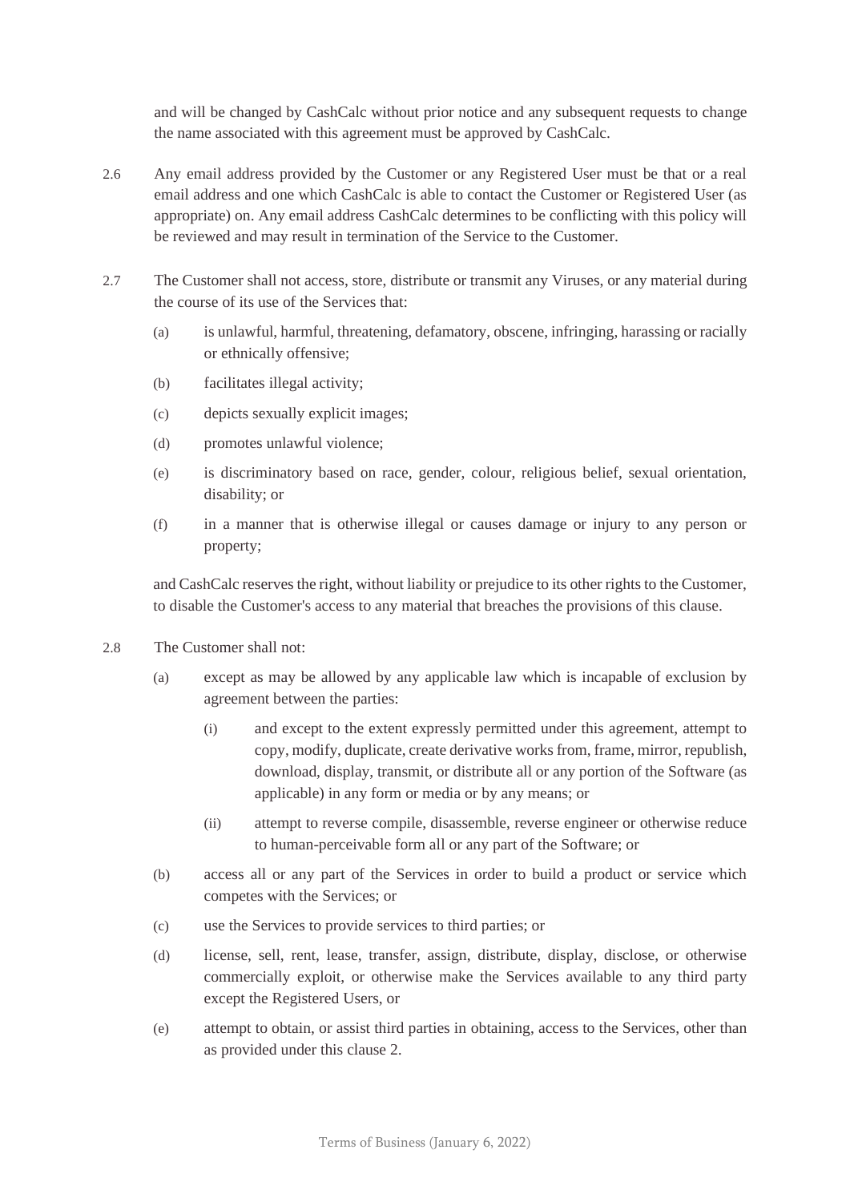and will be changed by CashCalc without prior notice and any subsequent requests to change the name associated with this agreement must be approved by CashCalc.

2.6 Any email address provided by the Customer or any Registered User must be that or a real email address and one which CashCalc is able to contact the Customer or Registered User (as appropriate) on. Any email address CashCalc determines to be conflicting with this policy will be reviewed and may result in termination of the Service to the Customer.

2.7 The Customer shall not access, store, distribute or transmit any Viruses, or any material during the course of its use of the Services that:

(a) is unlawful, harmful, threatening, defamatory, obscene, infringing, harassing or racially or ethnically offensive;

(b) facilitates illegal activity;

(c) depicts sexually explicit images;

(d) promotes unlawful violence;

(e) is discriminatory based on race, gender, colour, religious belief, sexual orientation, disability; or

(f) in a manner that is otherwise illegal or causes damage or injury to any person or property;

and CashCalc reserves the right, without liability or prejudice to its other rights to the Customer, to disable the Customer's access to any material that breaches the provisions of this clause.

2.8 The Customer shall not:

(a) except as may be allowed by any applicable law which is incapable of exclusion by agreement between the parties:

(i) and except to the extent expressly permitted under this agreement, attempt to copy, modify, duplicate, create derivative works from, frame, mirror, republish, download, display, transmit, or distribute all or any portion of the Software (as applicable) in any form or media or by any means; or

(ii) attempt to reverse compile, disassemble, reverse engineer or otherwise reduce to human-perceivable form all or any part of the Software; or

(b) access all or any part of the Services in order to build a product or service which competes with the Services; or

(c) use the Services to provide services to third parties; or

(d) license, sell, rent, lease, transfer, assign, distribute, display, disclose, or otherwise commercially exploit, or otherwise make the Services available to any third party except the Registered Users, or

(e) attempt to obtain, or assist third parties in obtaining, access to the Services, other than as provided under this clause 2.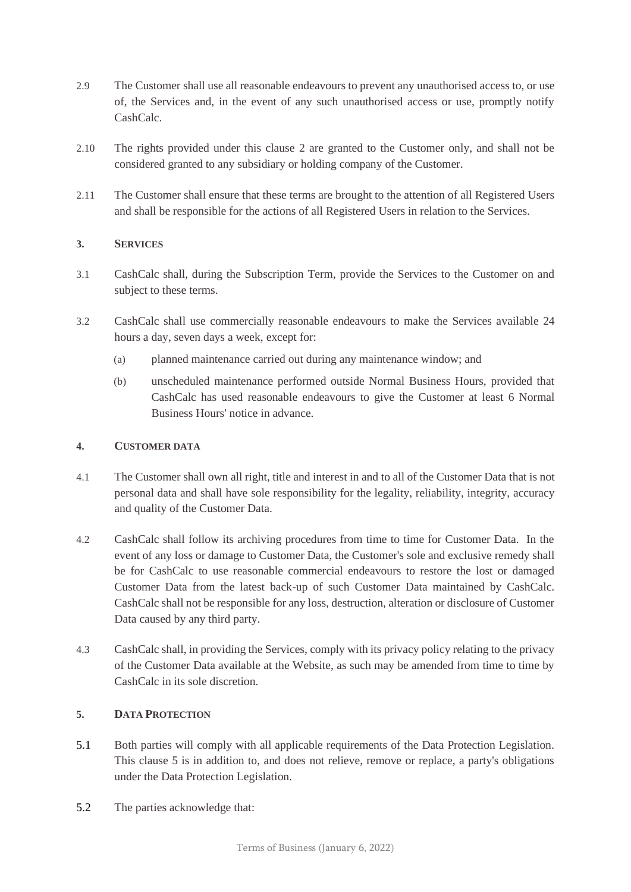2.9 The Customer shall use all reasonable endeavours to prevent any unauthorised access to, or use of, the Services and, in the event of any such unauthorised access or use, promptly notify CashCalc.

2.10 The rights provided under this clause 2 are granted to the Customer only, and shall not be considered granted to any subsidiary or holding company of the Customer.

2.11 The Customer shall ensure that these terms are brought to the attention of all Registered Users and shall be responsible for the actions of all Registered Users in relation to the Services.

## 3. SERVICES

3.1 CashCalc shall, during the Subscription Term, provide the Services to the Customer on and subject to these terms.

3.2 CashCalc shall use commercially reasonable endeavours to make the Services available 24 hours a day, seven days a week, except for:

(a) planned maintenance carried out during any maintenance window; and

(b) unscheduled maintenance performed outside Normal Business Hours, provided that CashCalc has used reasonable endeavours to give the Customer at least 6 Normal Business Hours' notice in advance.

## 4. CUSTOMER DATA

4.1 The Customer shall own all right, title and interest in and to all of the Customer Data that is not personal data and shall have sole responsibility for the legality, reliability, integrity, accuracy and quality of the Customer Data.

4.2 CashCalc shall follow its archiving procedures from time to time for Customer Data. In the event of any loss or damage to Customer Data, the Customer's sole and exclusive remedy shall be for CashCalc to use reasonable commercial endeavours to restore the lost or damaged Customer Data from the latest back-up of such Customer Data maintained by CashCalc. CashCalc shall not be responsible for any loss, destruction, alteration or disclosure of Customer Data caused by any third party.

4.3 CashCalc shall, in providing the Services, comply with its privacy policy relating to the privacy of the Customer Data available at the Website, as such may be amended from time to time by CashCalc in its sole discretion.

## 5. DATA PROTECTION

5.1 Both parties will comply with all applicable requirements of the Data Protection Legislation. This clause 5 is in addition to, and does not relieve, remove or replace, a party's obligations under the Data Protection Legislation.

5.2 The parties acknowledge that: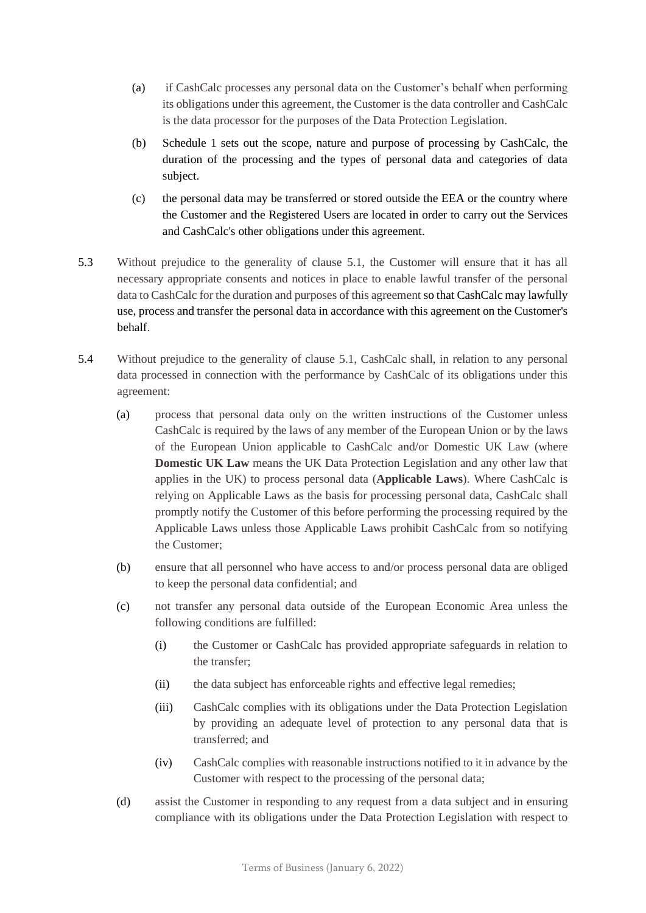(a) if CashCalc processes any personal data on the Customer's behalf when performing its obligations under this agreement, the Customer is the data controller and CashCalc is the data processor for the purposes of the Data Protection Legislation.

(b) Schedule 1 sets out the scope, nature and purpose of processing by CashCalc, the duration of the processing and the types of personal data and categories of data subject.

(c) the personal data may be transferred or stored outside the EEA or the country where the Customer and the Registered Users are located in order to carry out the Services and CashCalc's other obligations under this agreement.

5.3 Without prejudice to the generality of clause 5.1, the Customer will ensure that it has all necessary appropriate consents and notices in place to enable lawful transfer of the personal data to CashCalc for the duration and purposes of this agreement so that CashCalc may lawfully use, process and transfer the personal data in accordance with this agreement on the Customer's behalf.

5.4 Without prejudice to the generality of clause 5.1, CashCalc shall, in relation to any personal data processed in connection with the performance by CashCalc of its obligations under this agreement:

(a) process that personal data only on the written instructions of the Customer unless CashCalc is required by the laws of any member of the European Union or by the laws of the European Union applicable to CashCalc and/or Domestic UK Law (where **Domestic UK Law** means the UK Data Protection Legislation and any other law that applies in the UK) to process personal data (**Applicable Laws**). Where CashCalc is relying on Applicable Laws as the basis for processing personal data, CashCalc shall promptly notify the Customer of this before performing the processing required by the Applicable Laws unless those Applicable Laws prohibit CashCalc from so notifying the Customer;

(b) ensure that all personnel who have access to and/or process personal data are obliged to keep the personal data confidential; and

(c) not transfer any personal data outside of the European Economic Area unless the following conditions are fulfilled:

(i) the Customer or CashCalc has provided appropriate safeguards in relation to the transfer;

(ii) the data subject has enforceable rights and effective legal remedies;

(iii) CashCalc complies with its obligations under the Data Protection Legislation by providing an adequate level of protection to any personal data that is transferred; and

(iv) CashCalc complies with reasonable instructions notified to it in advance by the Customer with respect to the processing of the personal data;

(d) assist the Customer in responding to any request from a data subject and in ensuring compliance with its obligations under the Data Protection Legislation with respect to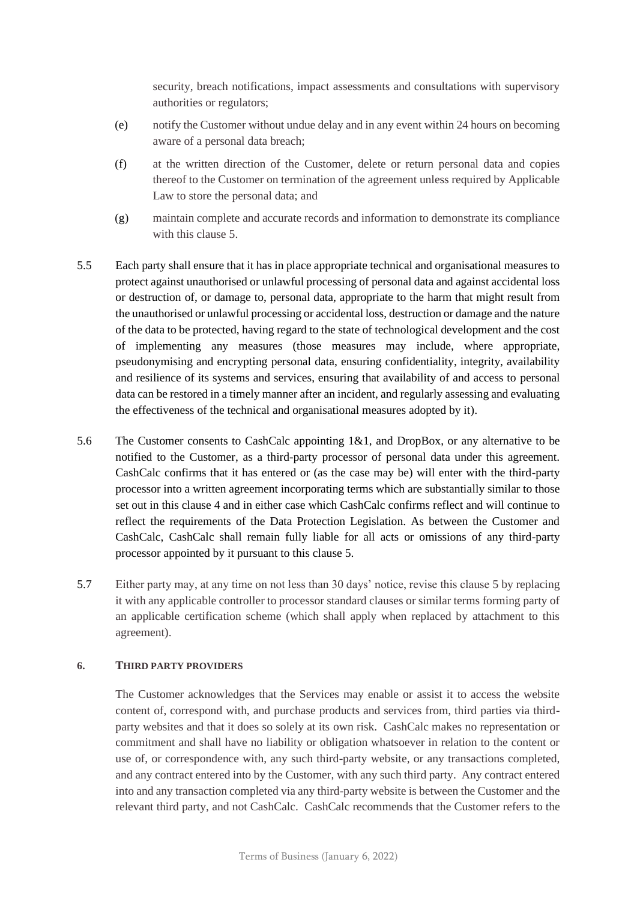security, breach notifications, impact assessments and consultations with supervisory authorities or regulators;

(e) notify the Customer without undue delay and in any event within 24 hours on becoming aware of a personal data breach;

(f) at the written direction of the Customer, delete or return personal data and copies thereof to the Customer on termination of the agreement unless required by Applicable Law to store the personal data; and

(g) maintain complete and accurate records and information to demonstrate its compliance with this clause 5.

5.5 Each party shall ensure that it has in place appropriate technical and organisational measures to protect against unauthorised or unlawful processing of personal data and against accidental loss or destruction of, or damage to, personal data, appropriate to the harm that might result from the unauthorised or unlawful processing or accidental loss, destruction or damage and the nature of the data to be protected, having regard to the state of technological development and the cost of implementing any measures (those measures may include, where appropriate, pseudonymising and encrypting personal data, ensuring confidentiality, integrity, availability and resilience of its systems and services, ensuring that availability of and access to personal data can be restored in a timely manner after an incident, and regularly assessing and evaluating the effectiveness of the technical and organisational measures adopted by it).

5.6 The Customer consents to CashCalc appointing 1&1, and DropBox, or any alternative to be notified to the Customer, as a third-party processor of personal data under this agreement. CashCalc confirms that it has entered or (as the case may be) will enter with the third-party processor into a written agreement incorporating terms which are substantially similar to those set out in this clause 4 and in either case which CashCalc confirms reflect and will continue to reflect the requirements of the Data Protection Legislation. As between the Customer and CashCalc, CashCalc shall remain fully liable for all acts or omissions of any third-party processor appointed by it pursuant to this clause 5.

5.7 Either party may, at any time on not less than 30 days' notice, revise this clause 5 by replacing it with any applicable controller to processor standard clauses or similar terms forming party of an applicable certification scheme (which shall apply when replaced by attachment to this agreement).

**6. THIRD PARTY PROVIDERS**

The Customer acknowledges that the Services may enable or assist it to access the website content of, correspond with, and purchase products and services from, third parties via third-party websites and that it does so solely at its own risk. CashCalc makes no representation or commitment and shall have no liability or obligation whatsoever in relation to the content or use of, or correspondence with, any such third-party website, or any transactions completed, and any contract entered into by the Customer, with any such third party. Any contract entered into and any transaction completed via any third-party website is between the Customer and the relevant third party, and not CashCalc. CashCalc recommends that the Customer refers to the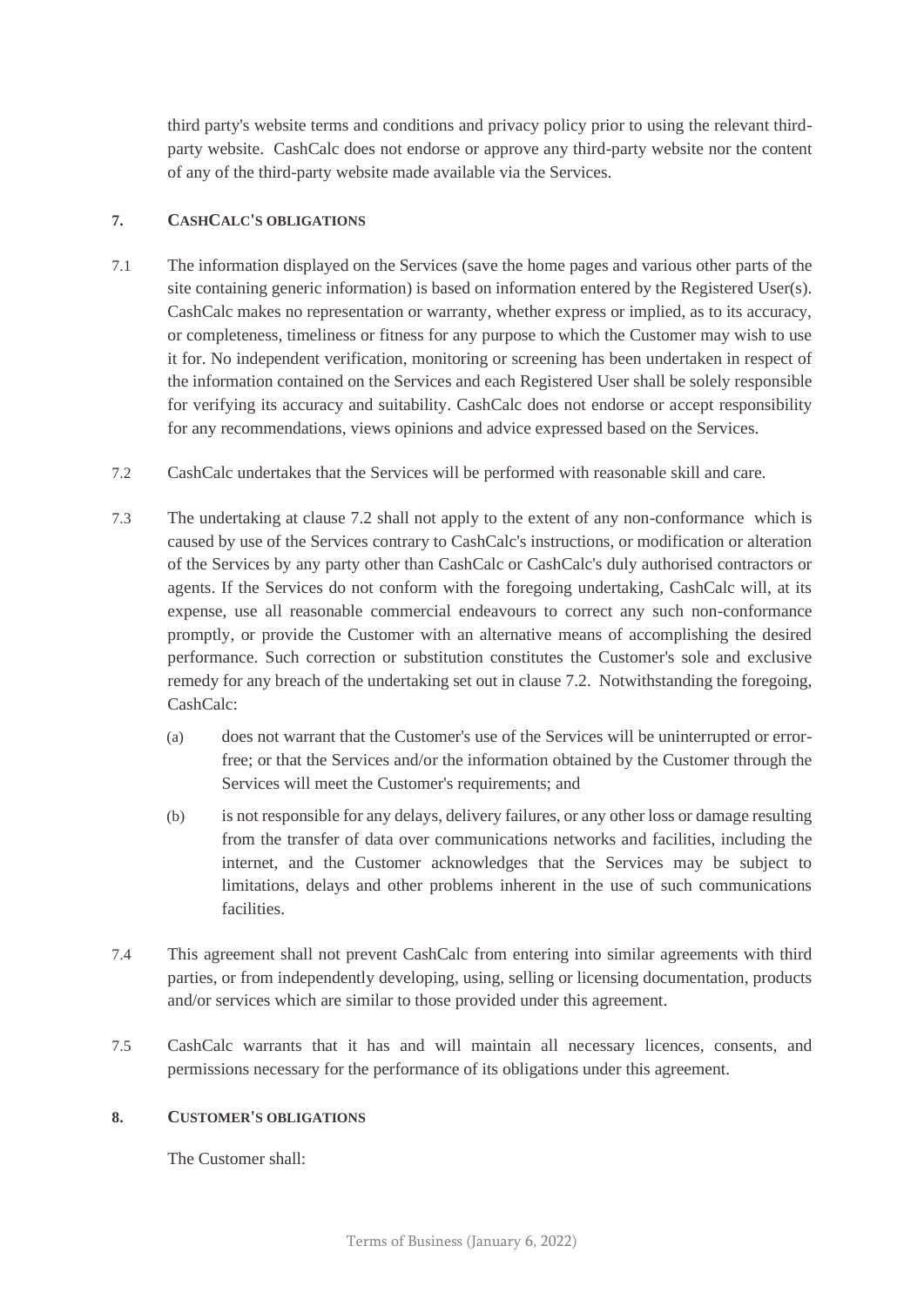third party's website terms and conditions and privacy policy prior to using the relevant third-party website. CashCalc does not endorse or approve any third-party website nor the content of any of the third-party website made available via the Services.

## 7. CASHCALC'S OBLIGATIONS

7.1 The information displayed on the Services (save the home pages and various other parts of the site containing generic information) is based on information entered by the Registered User(s). CashCalc makes no representation or warranty, whether express or implied, as to its accuracy, or completeness, timeliness or fitness for any purpose to which the Customer may wish to use it for. No independent verification, monitoring or screening has been undertaken in respect of the information contained on the Services and each Registered User shall be solely responsible for verifying its accuracy and suitability. CashCalc does not endorse or accept responsibility for any recommendations, views opinions and advice expressed based on the Services.

7.2 CashCalc undertakes that the Services will be performed with reasonable skill and care.

7.3 The undertaking at clause 7.2 shall not apply to the extent of any non-conformance which is caused by use of the Services contrary to CashCalc's instructions, or modification or alteration of the Services by any party other than CashCalc or CashCalc's duly authorised contractors or agents. If the Services do not conform with the foregoing undertaking, CashCalc will, at its expense, use all reasonable commercial endeavours to correct any such non-conformance promptly, or provide the Customer with an alternative means of accomplishing the desired performance. Such correction or substitution constitutes the Customer's sole and exclusive remedy for any breach of the undertaking set out in clause 7.2. Notwithstanding the foregoing, CashCalc:

(a) does not warrant that the Customer's use of the Services will be uninterrupted or error-free; or that the Services and/or the information obtained by the Customer through the Services will meet the Customer's requirements; and

(b) is not responsible for any delays, delivery failures, or any other loss or damage resulting from the transfer of data over communications networks and facilities, including the internet, and the Customer acknowledges that the Services may be subject to limitations, delays and other problems inherent in the use of such communications facilities.

7.4 This agreement shall not prevent CashCalc from entering into similar agreements with third parties, or from independently developing, using, selling or licensing documentation, products and/or services which are similar to those provided under this agreement.

7.5 CashCalc warrants that it has and will maintain all necessary licences, consents, and permissions necessary for the performance of its obligations under this agreement.

## 8. CUSTOMER'S OBLIGATIONS

The Customer shall: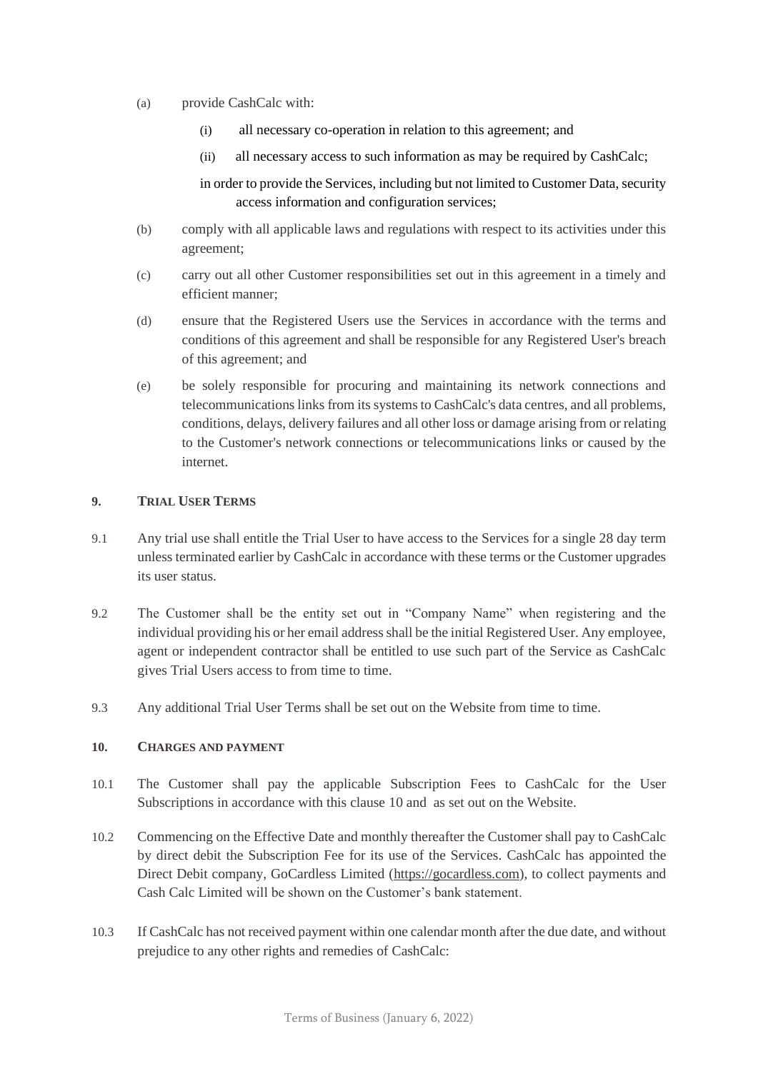(a) provide CashCalc with:

(i) all necessary co-operation in relation to this agreement; and

(ii) all necessary access to such information as may be required by CashCalc;

in order to provide the Services, including but not limited to Customer Data, security access information and configuration services;

(b) comply with all applicable laws and regulations with respect to its activities under this agreement;

(c) carry out all other Customer responsibilities set out in this agreement in a timely and efficient manner;

(d) ensure that the Registered Users use the Services in accordance with the terms and conditions of this agreement and shall be responsible for any Registered User's breach of this agreement; and

(e) be solely responsible for procuring and maintaining its network connections and telecommunications links from its systems to CashCalc's data centres, and all problems, conditions, delays, delivery failures and all other loss or damage arising from or relating to the Customer's network connections or telecommunications links or caused by the internet.

## 9. TRIAL USER TERMS

9.1 Any trial use shall entitle the Trial User to have access to the Services for a single 28 day term unless terminated earlier by CashCalc in accordance with these terms or the Customer upgrades its user status.

9.2 The Customer shall be the entity set out in "Company Name" when registering and the individual providing his or her email address shall be the initial Registered User. Any employee, agent or independent contractor shall be entitled to use such part of the Service as CashCalc gives Trial Users access to from time to time.

9.3 Any additional Trial User Terms shall be set out on the Website from time to time.

## 10. CHARGES AND PAYMENT

10.1 The Customer shall pay the applicable Subscription Fees to CashCalc for the User Subscriptions in accordance with this clause 10 and as set out on the Website.

10.2 Commencing on the Effective Date and monthly thereafter the Customer shall pay to CashCalc by direct debit the Subscription Fee for its use of the Services. CashCalc has appointed the Direct Debit company, GoCardless Limited (https://gocardless.com), to collect payments and Cash Calc Limited will be shown on the Customer's bank statement.

10.3 If CashCalc has not received payment within one calendar month after the due date, and without prejudice to any other rights and remedies of CashCalc: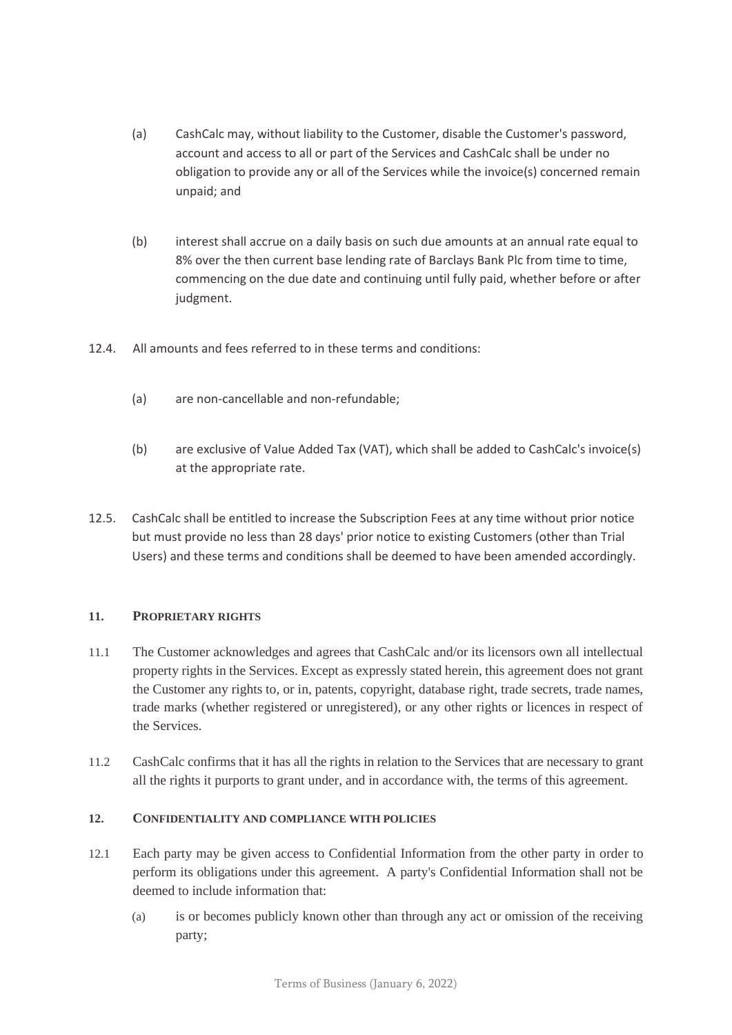(a) CashCalc may, without liability to the Customer, disable the Customer's password, account and access to all or part of the Services and CashCalc shall be under no obligation to provide any or all of the Services while the invoice(s) concerned remain unpaid; and

(b) interest shall accrue on a daily basis on such due amounts at an annual rate equal to 8% over the then current base lending rate of Barclays Bank Plc from time to time, commencing on the due date and continuing until fully paid, whether before or after judgment.

12.4. All amounts and fees referred to in these terms and conditions:

(a) are non-cancellable and non-refundable;

(b) are exclusive of Value Added Tax (VAT), which shall be added to CashCalc's invoice(s) at the appropriate rate.

12.5. CashCalc shall be entitled to increase the Subscription Fees at any time without prior notice but must provide no less than 28 days' prior notice to existing Customers (other than Trial Users) and these terms and conditions shall be deemed to have been amended accordingly.

## 11. PROPRIETARY RIGHTS

11.1 The Customer acknowledges and agrees that CashCalc and/or its licensors own all intellectual property rights in the Services. Except as expressly stated herein, this agreement does not grant the Customer any rights to, or in, patents, copyright, database right, trade secrets, trade names, trade marks (whether registered or unregistered), or any other rights or licences in respect of the Services.

11.2 CashCalc confirms that it has all the rights in relation to the Services that are necessary to grant all the rights it purports to grant under, and in accordance with, the terms of this agreement.

## 12. CONFIDENTIALITY AND COMPLIANCE WITH POLICIES

12.1 Each party may be given access to Confidential Information from the other party in order to perform its obligations under this agreement. A party's Confidential Information shall not be deemed to include information that:

(a) is or becomes publicly known other than through any act or omission of the receiving party;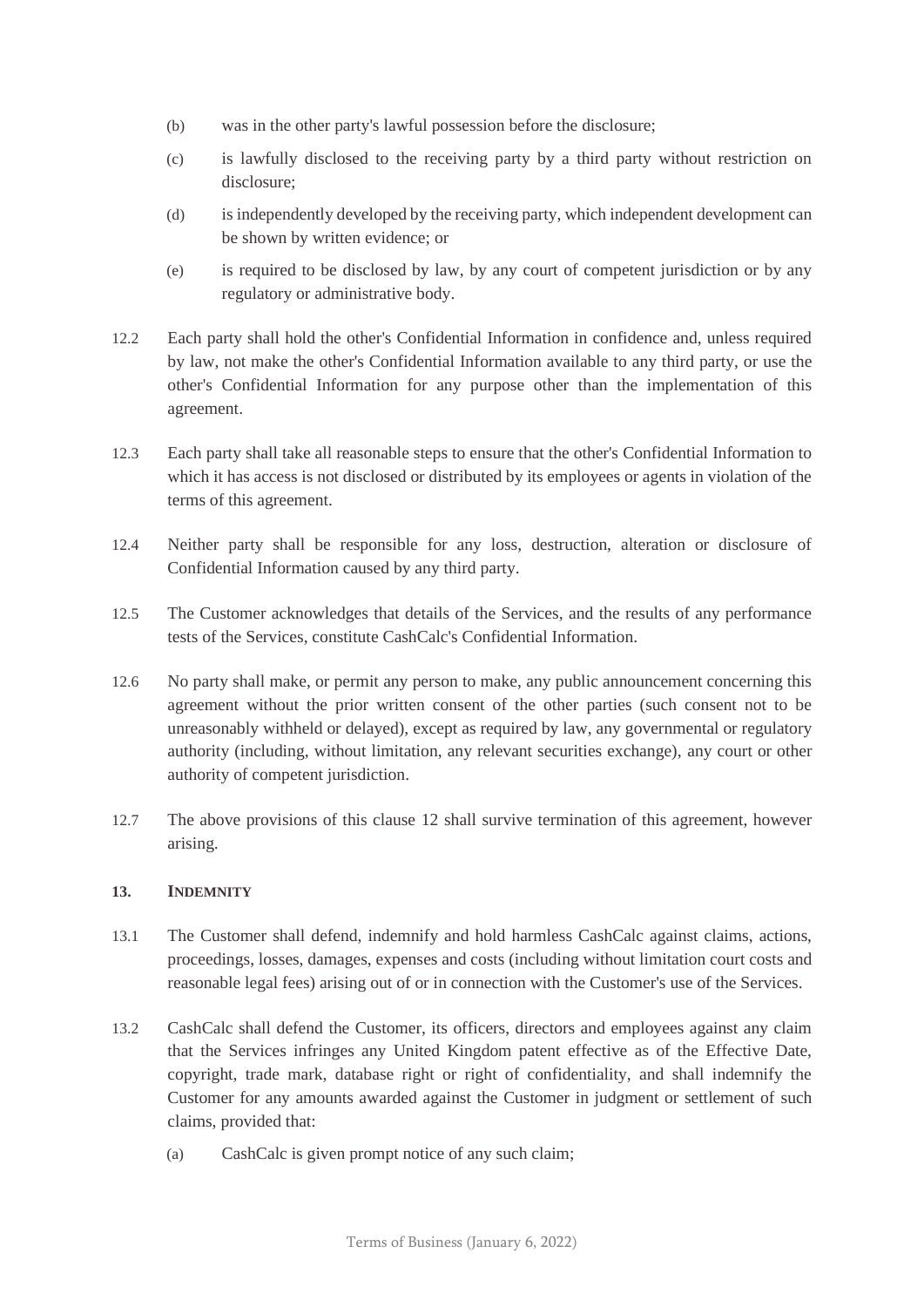(b) was in the other party's lawful possession before the disclosure;

(c) is lawfully disclosed to the receiving party by a third party without restriction on disclosure;

(d) is independently developed by the receiving party, which independent development can be shown by written evidence; or

(e) is required to be disclosed by law, by any court of competent jurisdiction or by any regulatory or administrative body.

12.2 Each party shall hold the other's Confidential Information in confidence and, unless required by law, not make the other's Confidential Information available to any third party, or use the other's Confidential Information for any purpose other than the implementation of this agreement.

12.3 Each party shall take all reasonable steps to ensure that the other's Confidential Information to which it has access is not disclosed or distributed by its employees or agents in violation of the terms of this agreement.

12.4 Neither party shall be responsible for any loss, destruction, alteration or disclosure of Confidential Information caused by any third party.

12.5 The Customer acknowledges that details of the Services, and the results of any performance tests of the Services, constitute CashCalc's Confidential Information.

12.6 No party shall make, or permit any person to make, any public announcement concerning this agreement without the prior written consent of the other parties (such consent not to be unreasonably withheld or delayed), except as required by law, any governmental or regulatory authority (including, without limitation, any relevant securities exchange), any court or other authority of competent jurisdiction.

12.7 The above provisions of this clause 12 shall survive termination of this agreement, however arising.

## 13. INDEMNITY

13.1 The Customer shall defend, indemnify and hold harmless CashCalc against claims, actions, proceedings, losses, damages, expenses and costs (including without limitation court costs and reasonable legal fees) arising out of or in connection with the Customer's use of the Services.

13.2 CashCalc shall defend the Customer, its officers, directors and employees against any claim that the Services infringes any United Kingdom patent effective as of the Effective Date, copyright, trade mark, database right or right of confidentiality, and shall indemnify the Customer for any amounts awarded against the Customer in judgment or settlement of such claims, provided that:

(a) CashCalc is given prompt notice of any such claim;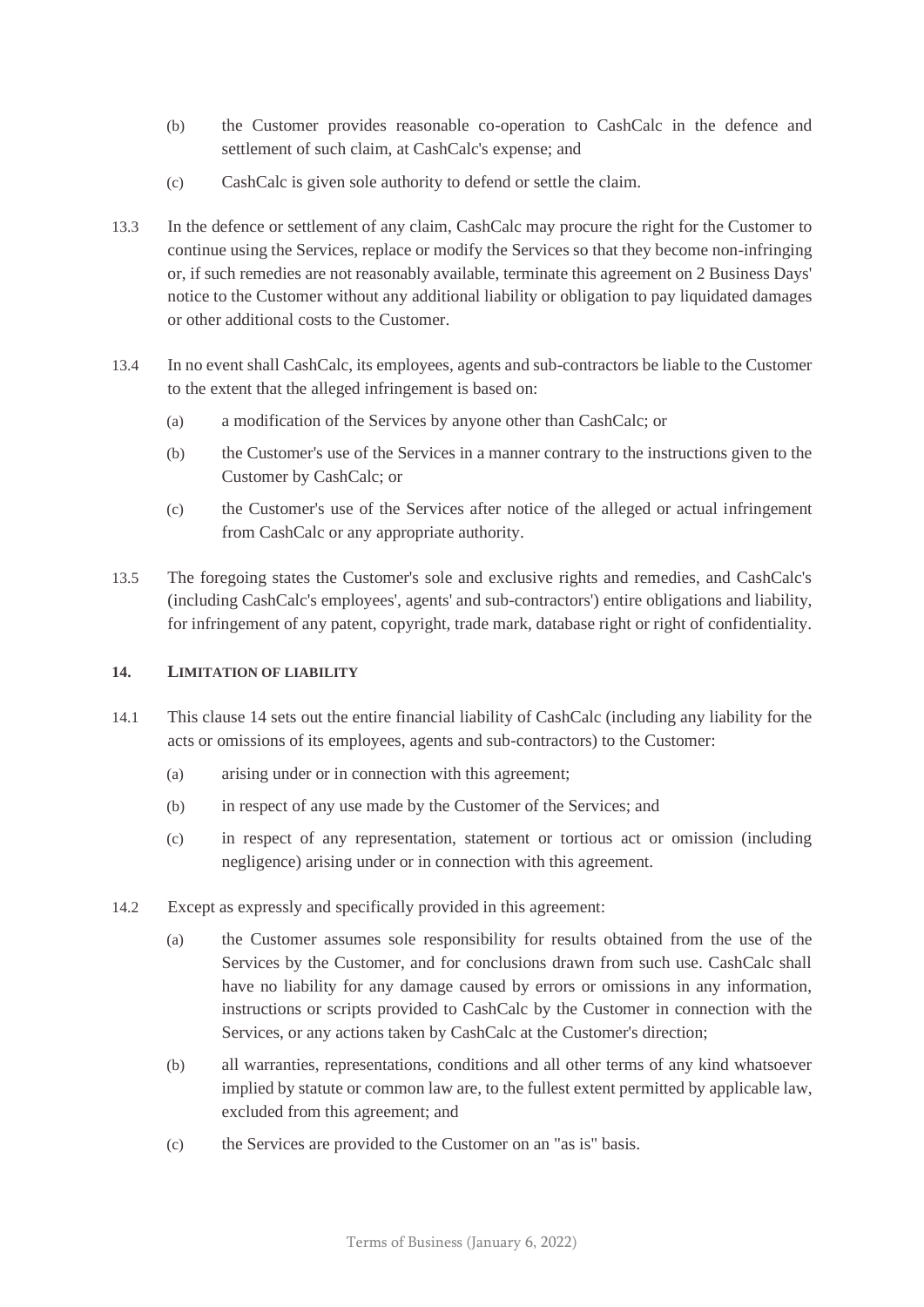(b) the Customer provides reasonable co-operation to CashCalc in the defence and settlement of such claim, at CashCalc's expense; and

(c) CashCalc is given sole authority to defend or settle the claim.

13.3 In the defence or settlement of any claim, CashCalc may procure the right for the Customer to continue using the Services, replace or modify the Services so that they become non-infringing or, if such remedies are not reasonably available, terminate this agreement on 2 Business Days' notice to the Customer without any additional liability or obligation to pay liquidated damages or other additional costs to the Customer.

13.4 In no event shall CashCalc, its employees, agents and sub-contractors be liable to the Customer to the extent that the alleged infringement is based on:

(a) a modification of the Services by anyone other than CashCalc; or

(b) the Customer's use of the Services in a manner contrary to the instructions given to the Customer by CashCalc; or

(c) the Customer's use of the Services after notice of the alleged or actual infringement from CashCalc or any appropriate authority.

13.5 The foregoing states the Customer's sole and exclusive rights and remedies, and CashCalc's (including CashCalc's employees', agents' and sub-contractors') entire obligations and liability, for infringement of any patent, copyright, trade mark, database right or right of confidentiality.

## 14. LIMITATION OF LIABILITY

14.1 This clause 14 sets out the entire financial liability of CashCalc (including any liability for the acts or omissions of its employees, agents and sub-contractors) to the Customer:

(a) arising under or in connection with this agreement;

(b) in respect of any use made by the Customer of the Services; and

(c) in respect of any representation, statement or tortious act or omission (including negligence) arising under or in connection with this agreement.

14.2 Except as expressly and specifically provided in this agreement:

(a) the Customer assumes sole responsibility for results obtained from the use of the Services by the Customer, and for conclusions drawn from such use. CashCalc shall have no liability for any damage caused by errors or omissions in any information, instructions or scripts provided to CashCalc by the Customer in connection with the Services, or any actions taken by CashCalc at the Customer's direction;

(b) all warranties, representations, conditions and all other terms of any kind whatsoever implied by statute or common law are, to the fullest extent permitted by applicable law, excluded from this agreement; and

(c) the Services are provided to the Customer on an "as is" basis.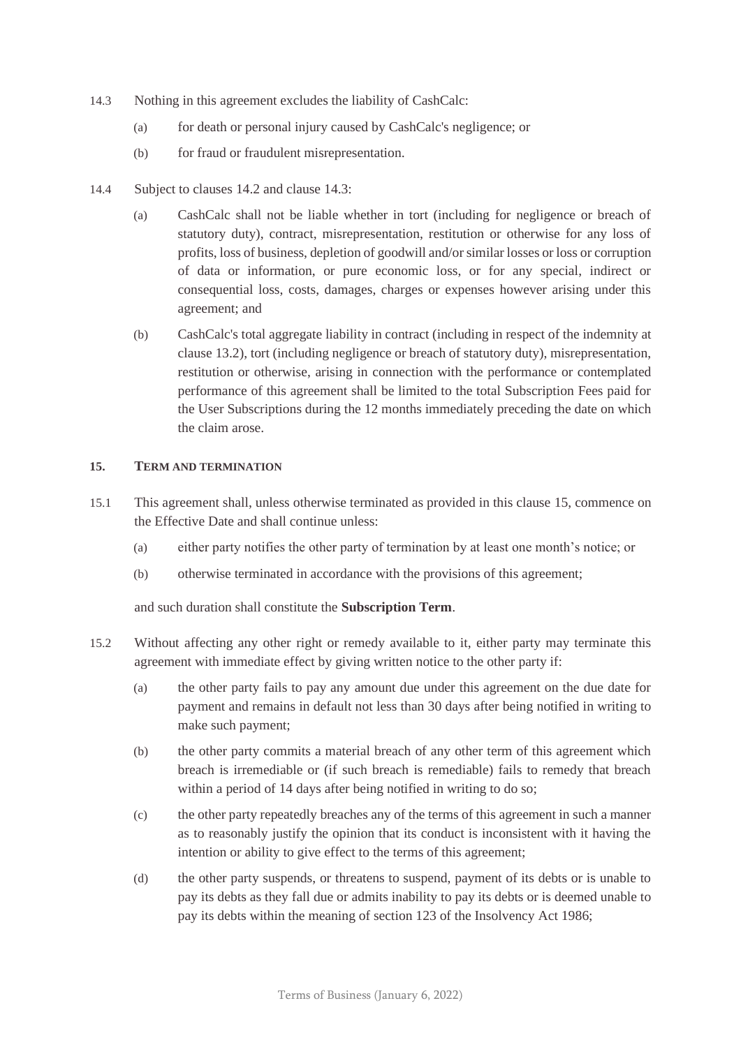14.3 Nothing in this agreement excludes the liability of CashCalc:

(a) for death or personal injury caused by CashCalc's negligence; or

(b) for fraud or fraudulent misrepresentation.

14.4 Subject to clauses 14.2 and clause 14.3:

(a) CashCalc shall not be liable whether in tort (including for negligence or breach of statutory duty), contract, misrepresentation, restitution or otherwise for any loss of profits, loss of business, depletion of goodwill and/or similar losses or loss or corruption of data or information, or pure economic loss, or for any special, indirect or consequential loss, costs, damages, charges or expenses however arising under this agreement; and

(b) CashCalc's total aggregate liability in contract (including in respect of the indemnity at clause 13.2), tort (including negligence or breach of statutory duty), misrepresentation, restitution or otherwise, arising in connection with the performance or contemplated performance of this agreement shall be limited to the total Subscription Fees paid for the User Subscriptions during the 12 months immediately preceding the date on which the claim arose.

## 15. TERM AND TERMINATION

15.1 This agreement shall, unless otherwise terminated as provided in this clause 15, commence on the Effective Date and shall continue unless:

(a) either party notifies the other party of termination by at least one month's notice; or

(b) otherwise terminated in accordance with the provisions of this agreement;

and such duration shall constitute the **Subscription Term**.

15.2 Without affecting any other right or remedy available to it, either party may terminate this agreement with immediate effect by giving written notice to the other party if:

(a) the other party fails to pay any amount due under this agreement on the due date for payment and remains in default not less than 30 days after being notified in writing to make such payment;

(b) the other party commits a material breach of any other term of this agreement which breach is irremediable or (if such breach is remediable) fails to remedy that breach within a period of 14 days after being notified in writing to do so;

(c) the other party repeatedly breaches any of the terms of this agreement in such a manner as to reasonably justify the opinion that its conduct is inconsistent with it having the intention or ability to give effect to the terms of this agreement;

(d) the other party suspends, or threatens to suspend, payment of its debts or is unable to pay its debts as they fall due or admits inability to pay its debts or is deemed unable to pay its debts within the meaning of section 123 of the Insolvency Act 1986;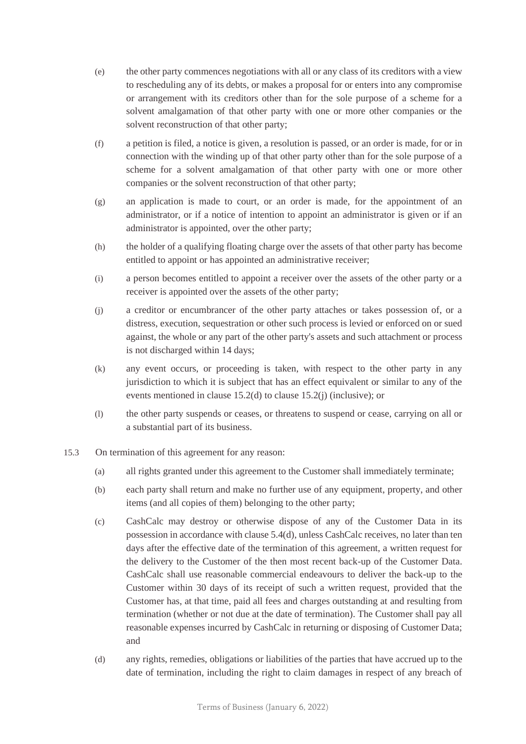(e) the other party commences negotiations with all or any class of its creditors with a view to rescheduling any of its debts, or makes a proposal for or enters into any compromise or arrangement with its creditors other than for the sole purpose of a scheme for a solvent amalgamation of that other party with one or more other companies or the solvent reconstruction of that other party;

(f) a petition is filed, a notice is given, a resolution is passed, or an order is made, for or in connection with the winding up of that other party other than for the sole purpose of a scheme for a solvent amalgamation of that other party with one or more other companies or the solvent reconstruction of that other party;

(g) an application is made to court, or an order is made, for the appointment of an administrator, or if a notice of intention to appoint an administrator is given or if an administrator is appointed, over the other party;

(h) the holder of a qualifying floating charge over the assets of that other party has become entitled to appoint or has appointed an administrative receiver;

(i) a person becomes entitled to appoint a receiver over the assets of the other party or a receiver is appointed over the assets of the other party;

(j) a creditor or encumbrancer of the other party attaches or takes possession of, or a distress, execution, sequestration or other such process is levied or enforced on or sued against, the whole or any part of the other party's assets and such attachment or process is not discharged within 14 days;

(k) any event occurs, or proceeding is taken, with respect to the other party in any jurisdiction to which it is subject that has an effect equivalent or similar to any of the events mentioned in clause 15.2(d) to clause 15.2(j) (inclusive); or

(l) the other party suspends or ceases, or threatens to suspend or cease, carrying on all or a substantial part of its business.

15.3 On termination of this agreement for any reason:

(a) all rights granted under this agreement to the Customer shall immediately terminate;

(b) each party shall return and make no further use of any equipment, property, and other items (and all copies of them) belonging to the other party;

(c) CashCalc may destroy or otherwise dispose of any of the Customer Data in its possession in accordance with clause 5.4(d), unless CashCalc receives, no later than ten days after the effective date of the termination of this agreement, a written request for the delivery to the Customer of the then most recent back-up of the Customer Data. CashCalc shall use reasonable commercial endeavours to deliver the back-up to the Customer within 30 days of its receipt of such a written request, provided that the Customer has, at that time, paid all fees and charges outstanding at and resulting from termination (whether or not due at the date of termination). The Customer shall pay all reasonable expenses incurred by CashCalc in returning or disposing of Customer Data; and

(d) any rights, remedies, obligations or liabilities of the parties that have accrued up to the date of termination, including the right to claim damages in respect of any breach of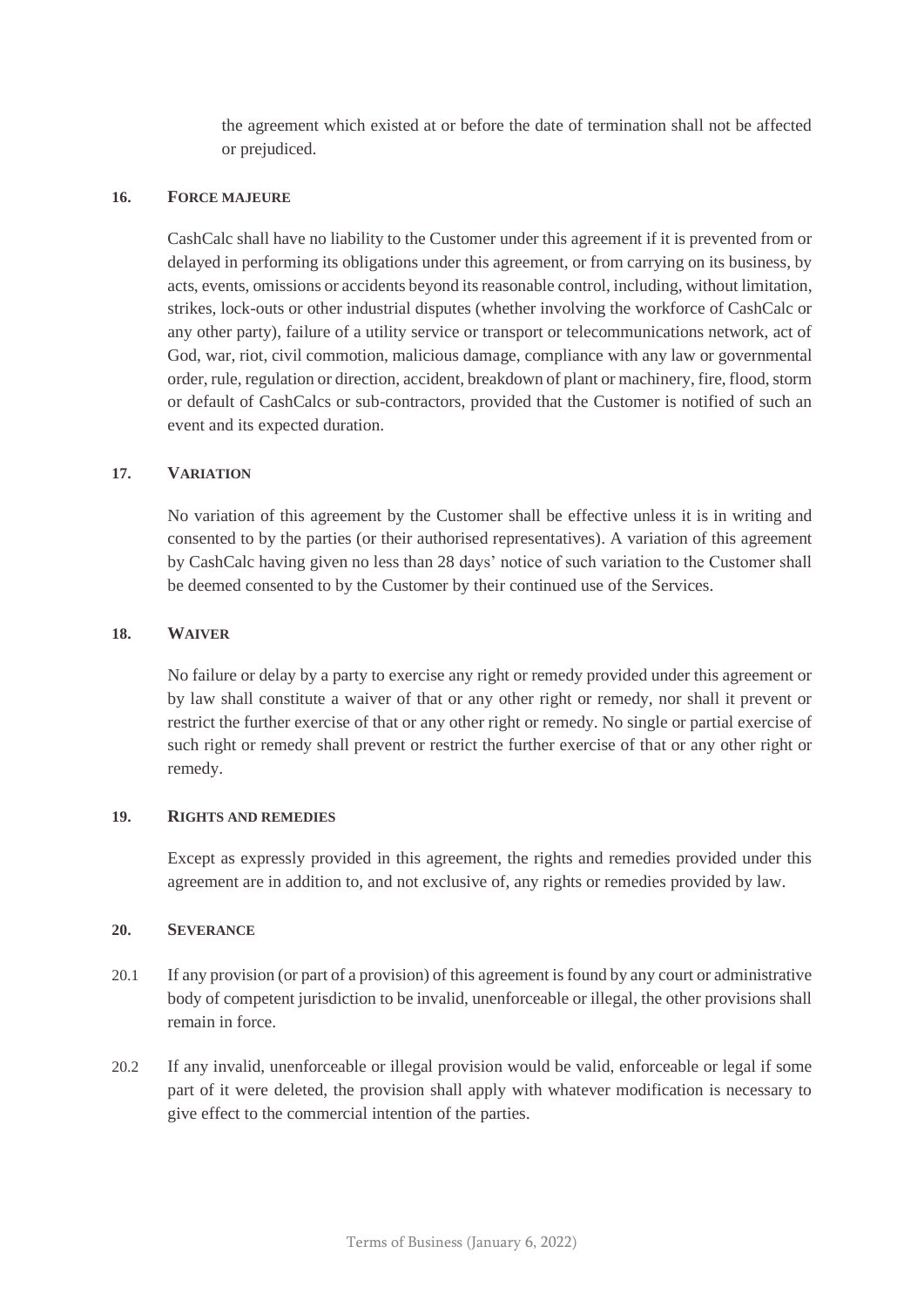the agreement which existed at or before the date of termination shall not be affected or prejudiced.

### 16. FORCE MAJEURE

CashCalc shall have no liability to the Customer under this agreement if it is prevented from or delayed in performing its obligations under this agreement, or from carrying on its business, by acts, events, omissions or accidents beyond its reasonable control, including, without limitation, strikes, lock-outs or other industrial disputes (whether involving the workforce of CashCalc or any other party), failure of a utility service or transport or telecommunications network, act of God, war, riot, civil commotion, malicious damage, compliance with any law or governmental order, rule, regulation or direction, accident, breakdown of plant or machinery, fire, flood, storm or default of CashCalcs or sub-contractors, provided that the Customer is notified of such an event and its expected duration.

### 17. VARIATION

No variation of this agreement by the Customer shall be effective unless it is in writing and consented to by the parties (or their authorised representatives). A variation of this agreement by CashCalc having given no less than 28 days' notice of such variation to the Customer shall be deemed consented to by the Customer by their continued use of the Services.

### 18. WAIVER

No failure or delay by a party to exercise any right or remedy provided under this agreement or by law shall constitute a waiver of that or any other right or remedy, nor shall it prevent or restrict the further exercise of that or any other right or remedy. No single or partial exercise of such right or remedy shall prevent or restrict the further exercise of that or any other right or remedy.

### 19. RIGHTS AND REMEDIES

Except as expressly provided in this agreement, the rights and remedies provided under this agreement are in addition to, and not exclusive of, any rights or remedies provided by law.

### 20. SEVERANCE

20.1 If any provision (or part of a provision) of this agreement is found by any court or administrative body of competent jurisdiction to be invalid, unenforceable or illegal, the other provisions shall remain in force.

20.2 If any invalid, unenforceable or illegal provision would be valid, enforceable or legal if some part of it were deleted, the provision shall apply with whatever modification is necessary to give effect to the commercial intention of the parties.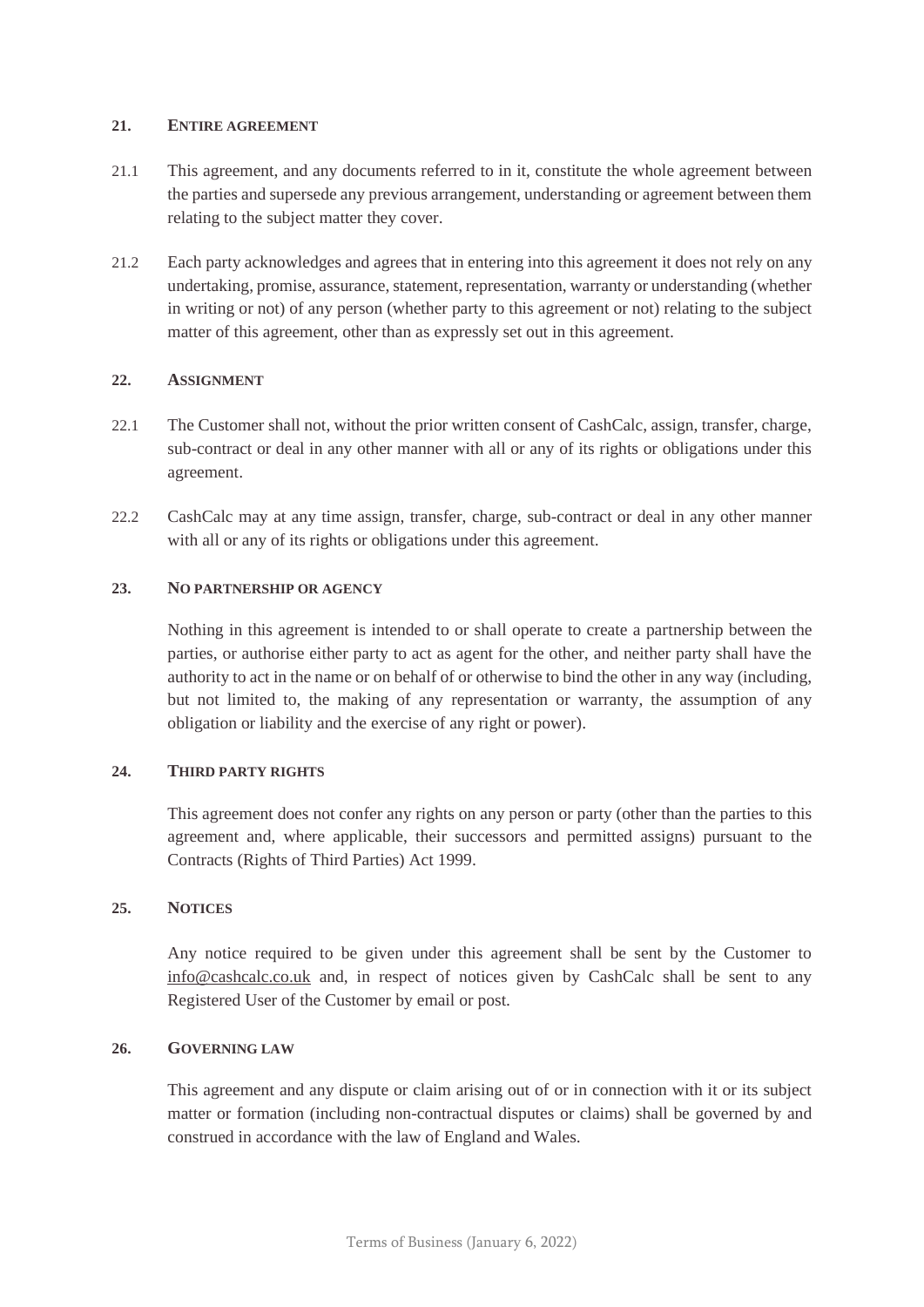## 21. ENTIRE AGREEMENT

21.1 This agreement, and any documents referred to in it, constitute the whole agreement between the parties and supersede any previous arrangement, understanding or agreement between them relating to the subject matter they cover.

21.2 Each party acknowledges and agrees that in entering into this agreement it does not rely on any undertaking, promise, assurance, statement, representation, warranty or understanding (whether in writing or not) of any person (whether party to this agreement or not) relating to the subject matter of this agreement, other than as expressly set out in this agreement.

## 22. ASSIGNMENT

22.1 The Customer shall not, without the prior written consent of CashCalc, assign, transfer, charge, sub-contract or deal in any other manner with all or any of its rights or obligations under this agreement.

22.2 CashCalc may at any time assign, transfer, charge, sub-contract or deal in any other manner with all or any of its rights or obligations under this agreement.

## 23. NO PARTNERSHIP OR AGENCY

Nothing in this agreement is intended to or shall operate to create a partnership between the parties, or authorise either party to act as agent for the other, and neither party shall have the authority to act in the name or on behalf of or otherwise to bind the other in any way (including, but not limited to, the making of any representation or warranty, the assumption of any obligation or liability and the exercise of any right or power).

## 24. THIRD PARTY RIGHTS

This agreement does not confer any rights on any person or party (other than the parties to this agreement and, where applicable, their successors and permitted assigns) pursuant to the Contracts (Rights of Third Parties) Act 1999.

## 25. NOTICES

Any notice required to be given under this agreement shall be sent by the Customer to info@cashcalc.co.uk and, in respect of notices given by CashCalc shall be sent to any Registered User of the Customer by email or post.

## 26. GOVERNING LAW

This agreement and any dispute or claim arising out of or in connection with it or its subject matter or formation (including non-contractual disputes or claims) shall be governed by and construed in accordance with the law of England and Wales.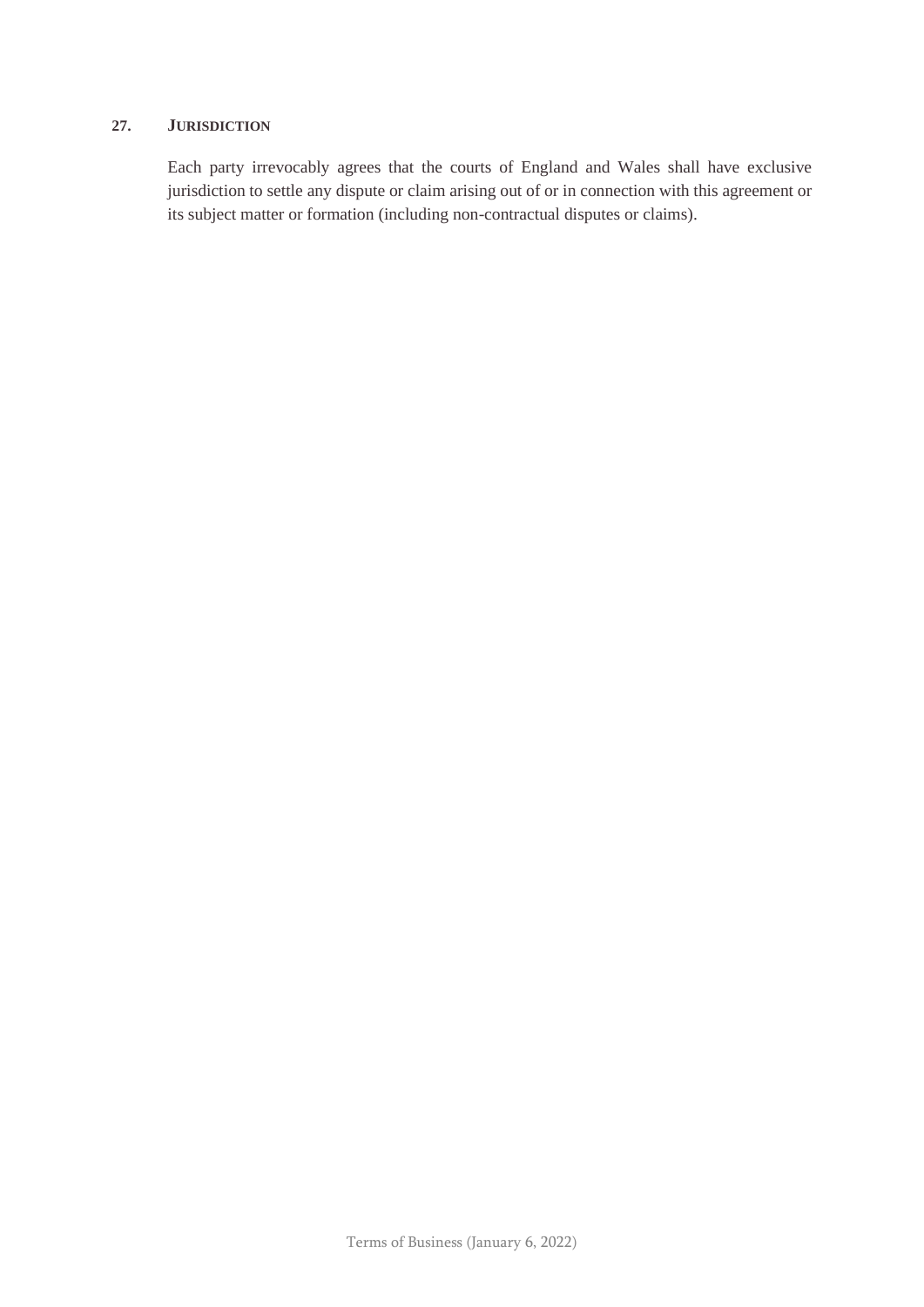## 27. JURISDICTION

Each party irrevocably agrees that the courts of England and Wales shall have exclusive jurisdiction to settle any dispute or claim arising out of or in connection with this agreement or its subject matter or formation (including non-contractual disputes or claims).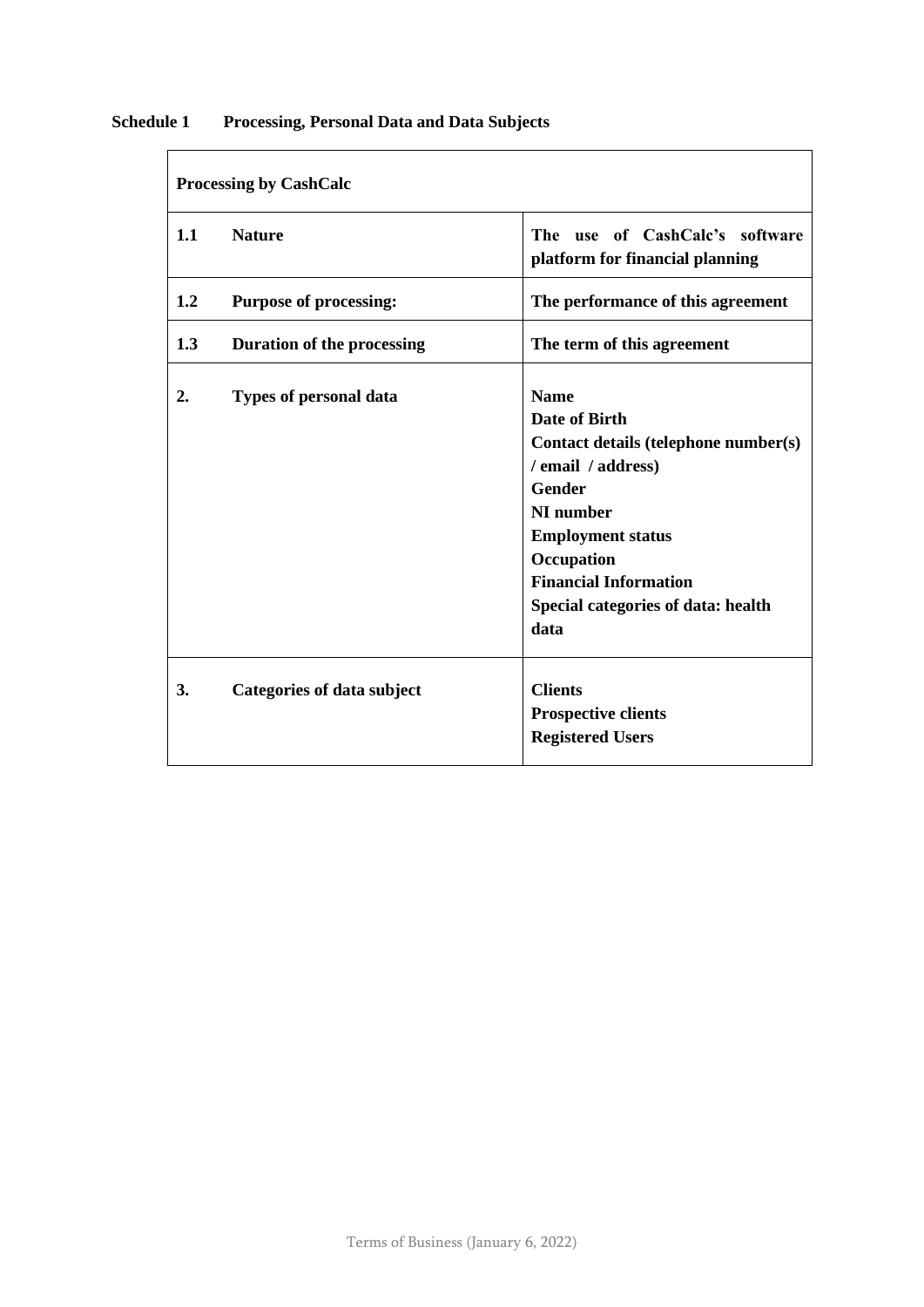**Schedule 1 Processing, Personal Data and Data Subjects**

| Processing by CashCalc | |
|---|---|
| **1.1 Nature** | **The use of CashCalc's software platform for financial planning** |
| **1.2 Purpose of processing:** | **The performance of this agreement** |
| **1.3 Duration of the processing** | **The term of this agreement** |
| **2. Types of personal data** | **Name**<br>**Date of Birth**<br>**Contact details (telephone number(s) / email / address)**<br>**Gender**<br>**NI number**<br>**Employment status**<br>**Occupation**<br>**Financial Information**<br>**Special categories of data: health data** |
| **3. Categories of data subject** | **Clients**<br>**Prospective clients**<br>**Registered Users** |